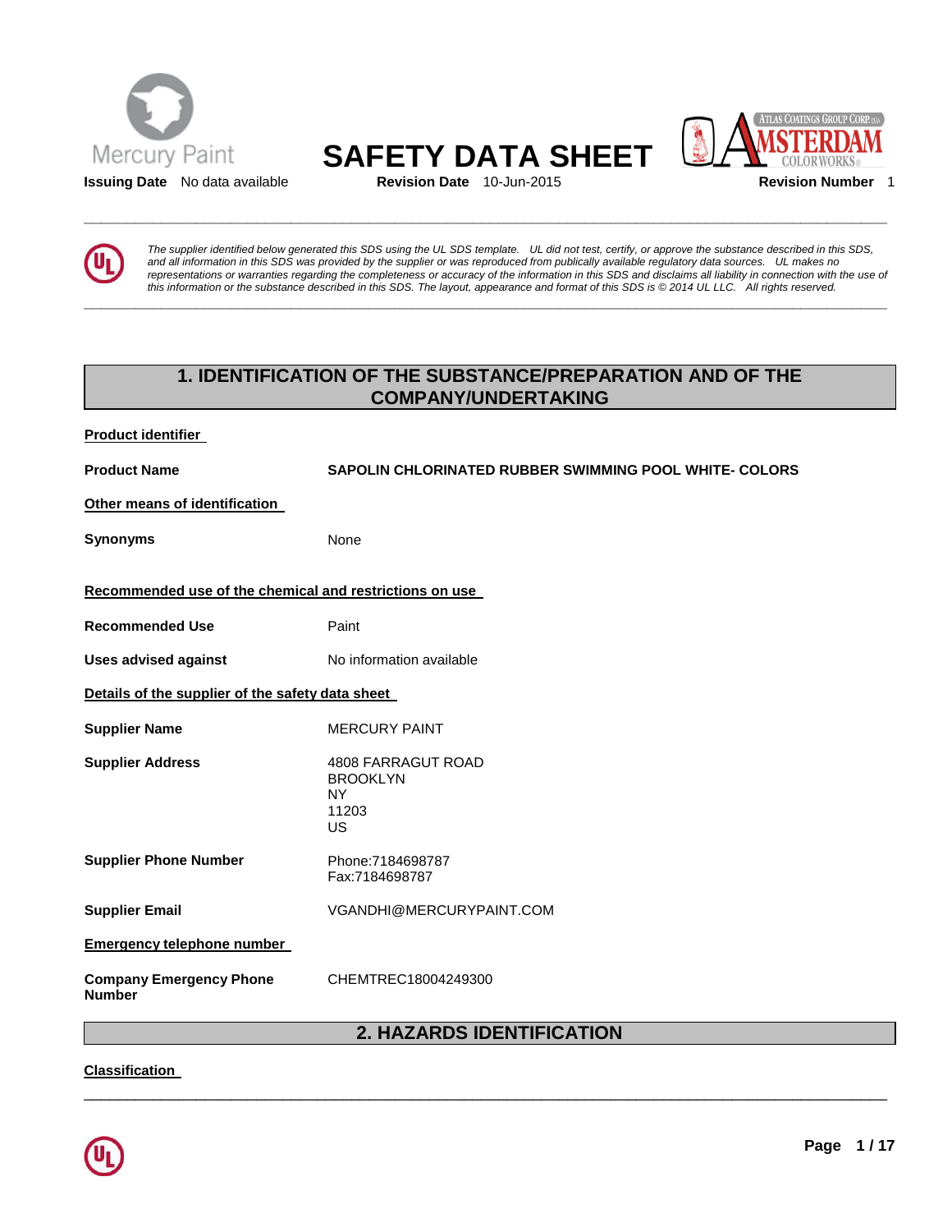Mercury Paint

# SAFETY DATA SHEET

**Issuing Date** No data available **Revision Date** 10-Jun-2015 **Revision Number** 1

*The supplier identified below generated this SDS using the UL SDS template. UL did not test, certify, or approve the substance described in this SDS, and all information in this SDS was provided by the supplier or was reproduced from publically available regulatory data sources. UL makes no representations or warranties regarding the completeness or accuracy of the information in this SDS and disclaims all liability in connection with the use of this information or the substance described in this SDS. The layout, appearance and format of this SDS is © 2014 UL LLC. All rights reserved.*

## 1. IDENTIFICATION OF THE SUBSTANCE/PREPARATION AND OF THE COMPANY/UNDERTAKING

**Product identifier**

**Product Name** SAPOLIN CHLORINATED RUBBER SWIMMING POOL WHITE- COLORS

**Other means of identification**

**Synonyms** None

**Recommended use of the chemical and restrictions on use**

**Recommended Use** Paint

**Uses advised against** No information available

**Details of the supplier of the safety data sheet**

**Supplier Name** MERCURY PAINT

**Supplier Address** 4808 FARRAGUT ROAD
BROOKLYN
NY
11203
US

**Supplier Phone Number** Phone:7184698787
Fax:7184698787

**Supplier Email** VGANDHI@MERCURYPAINT.COM

**Emergency telephone number**

**Company Emergency Phone Number** CHEMTREC18004249300

## 2. HAZARDS IDENTIFICATION

**Classification**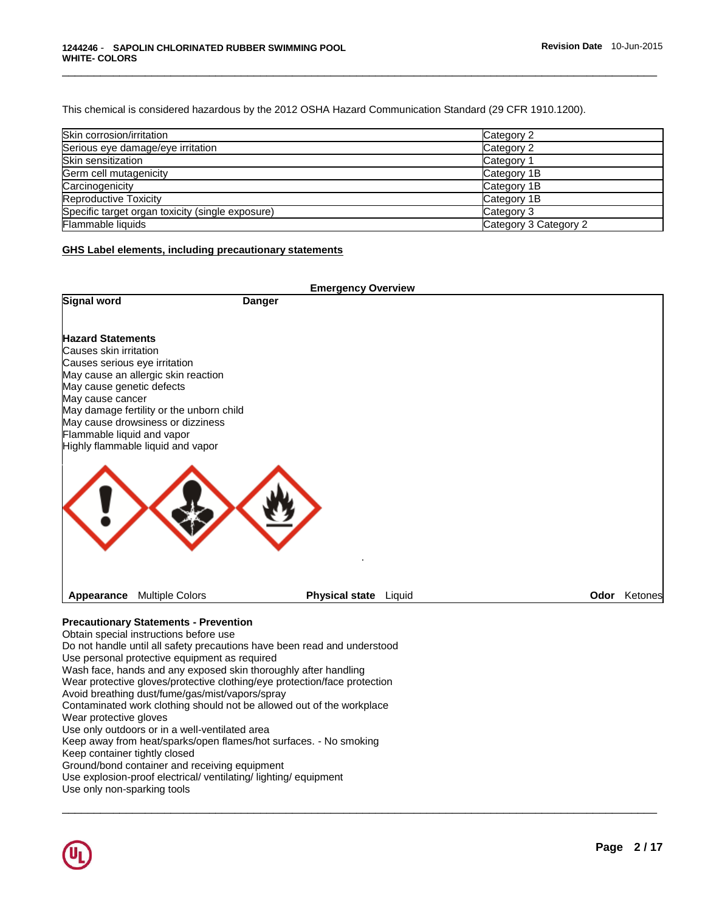This chemical is considered hazardous by the 2012 OSHA Hazard Communication Standard (29 CFR 1910.1200).

| Skin corrosion/irritation | Category 2 |
|---|---|
| Serious eye damage/eye irritation | Category 2 |
| Skin sensitization | Category 1 |
| Germ cell mutagenicity | Category 1B |
| Carcinogenicity | Category 1B |
| Reproductive Toxicity | Category 1B |
| Specific target organ toxicity (single exposure) | Category 3 |
| Flammable liquids | Category 3 Category 2 |

**GHS Label elements, including precautionary statements**

**Emergency Overview**

**Signal word** **Danger**

**Hazard Statements**
Causes skin irritation
Causes serious eye irritation
May cause an allergic skin reaction
May cause genetic defects
May cause cancer
May damage fertility or the unborn child
May cause drowsiness or dizziness
Flammable liquid and vapor
Highly flammable liquid and vapor

**Appearance** Multiple Colors **Physical state** Liquid **Odor** Ketones

**Precautionary Statements - Prevention**
Obtain special instructions before use
Do not handle until all safety precautions have been read and understood
Use personal protective equipment as required
Wash face, hands and any exposed skin thoroughly after handling
Wear protective gloves/protective clothing/eye protection/face protection
Avoid breathing dust/fume/gas/mist/vapors/spray
Contaminated work clothing should not be allowed out of the workplace
Wear protective gloves
Use only outdoors or in a well-ventilated area
Keep away from heat/sparks/open flames/hot surfaces. - No smoking
Keep container tightly closed
Ground/bond container and receiving equipment
Use explosion-proof electrical/ ventilating/ lighting/ equipment
Use only non-sparking tools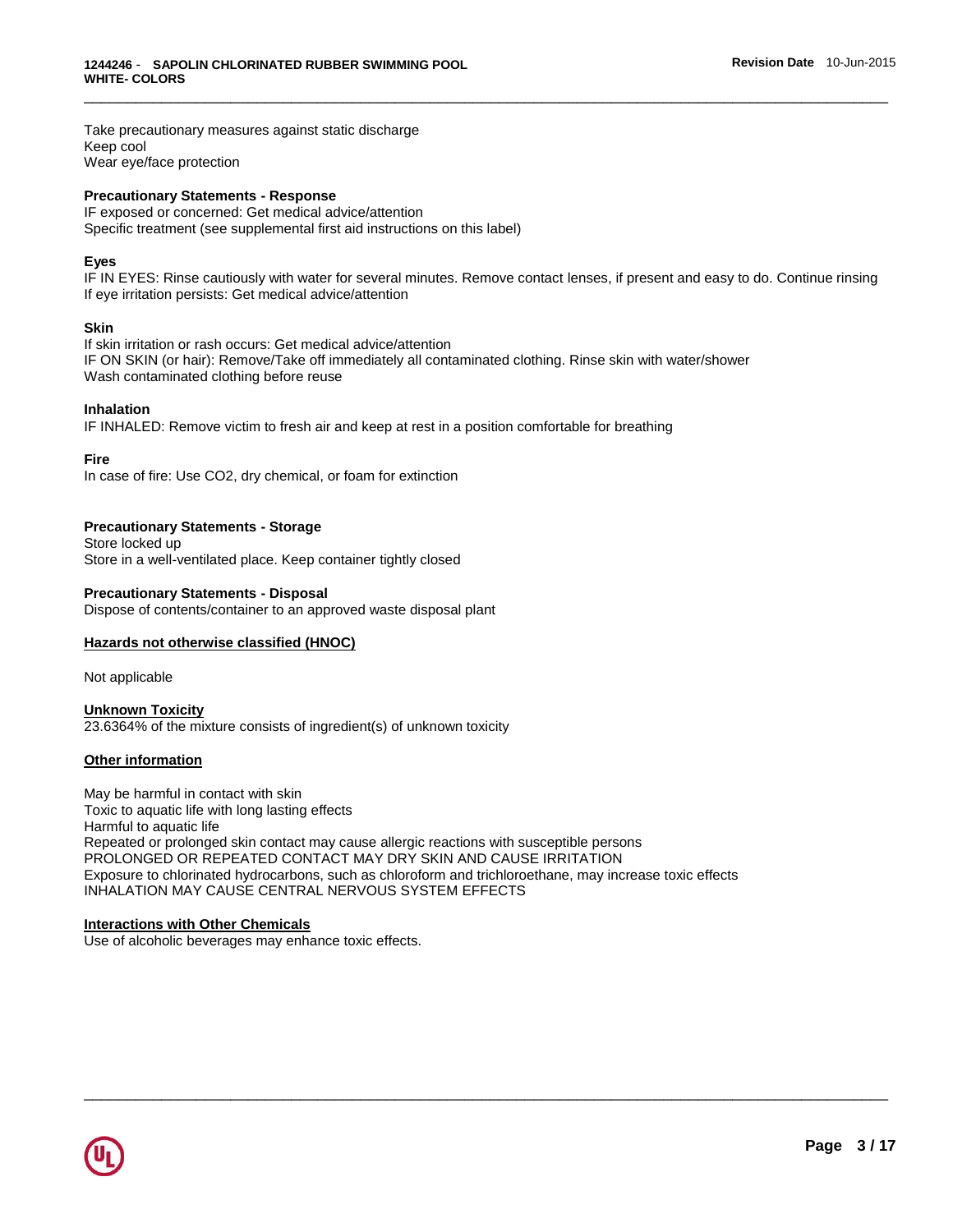Take precautionary measures against static discharge
Keep cool
Wear eye/face protection

**Precautionary Statements - Response**
IF exposed or concerned: Get medical advice/attention
Specific treatment (see supplemental first aid instructions on this label)

**Eyes**
IF IN EYES: Rinse cautiously with water for several minutes. Remove contact lenses, if present and easy to do. Continue rinsing
If eye irritation persists: Get medical advice/attention

**Skin**
If skin irritation or rash occurs: Get medical advice/attention
IF ON SKIN (or hair): Remove/Take off immediately all contaminated clothing. Rinse skin with water/shower
Wash contaminated clothing before reuse

**Inhalation**
IF INHALED: Remove victim to fresh air and keep at rest in a position comfortable for breathing

**Fire**
In case of fire: Use CO2, dry chemical, or foam for extinction

**Precautionary Statements - Storage**
Store locked up
Store in a well-ventilated place. Keep container tightly closed

**Precautionary Statements - Disposal**
Dispose of contents/container to an approved waste disposal plant

## Hazards not otherwise classified (HNOC)

Not applicable

## Unknown Toxicity
23.6364% of the mixture consists of ingredient(s) of unknown toxicity

## Other information

May be harmful in contact with skin
Toxic to aquatic life with long lasting effects
Harmful to aquatic life
Repeated or prolonged skin contact may cause allergic reactions with susceptible persons
PROLONGED OR REPEATED CONTACT MAY DRY SKIN AND CAUSE IRRITATION
Exposure to chlorinated hydrocarbons, such as chloroform and trichloroethane, may increase toxic effects
INHALATION MAY CAUSE CENTRAL NERVOUS SYSTEM EFFECTS

## Interactions with Other Chemicals
Use of alcoholic beverages may enhance toxic effects.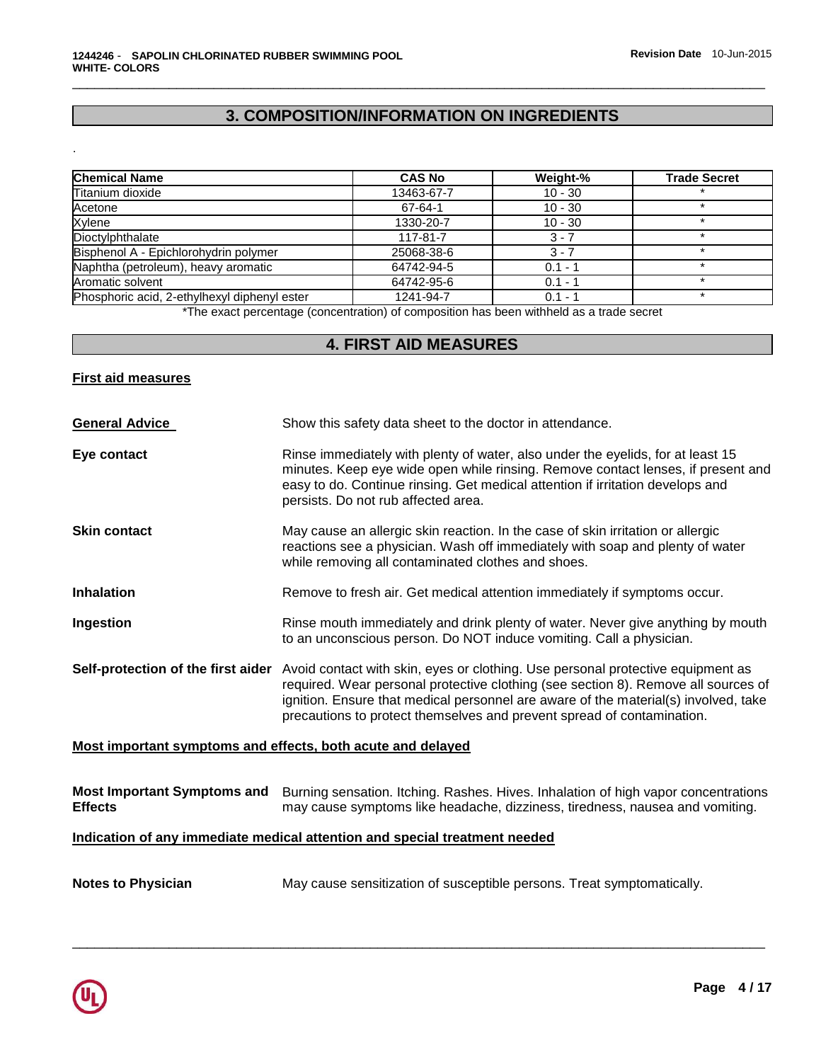## 3. COMPOSITION/INFORMATION ON INGREDIENTS

.

| Chemical Name | CAS No | Weight-% | Trade Secret |
|---|---|---|---|
| Titanium dioxide | 13463-67-7 | 10 - 30 | * |
| Acetone | 67-64-1 | 10 - 30 | * |
| Xylene | 1330-20-7 | 10 - 30 | * |
| Dioctylphthalate | 117-81-7 | 3 - 7 | * |
| Bisphenol A - Epichlorohydrin polymer | 25068-38-6 | 3 - 7 | * |
| Naphtha (petroleum), heavy aromatic | 64742-94-5 | 0.1 - 1 | * |
| Aromatic solvent | 64742-95-6 | 0.1 - 1 | * |
| Phosphoric acid, 2-ethylhexyl diphenyl ester | 1241-94-7 | 0.1 - 1 | * |

*The exact percentage (concentration) of composition has been withheld as a trade secret

## 4. FIRST AID MEASURES

**First aid measures**

**General Advice** Show this safety data sheet to the doctor in attendance.

**Eye contact** Rinse immediately with plenty of water, also under the eyelids, for at least 15 minutes. Keep eye wide open while rinsing. Remove contact lenses, if present and easy to do. Continue rinsing. Get medical attention if irritation develops and persists. Do not rub affected area.

**Skin contact** May cause an allergic skin reaction. In the case of skin irritation or allergic reactions see a physician. Wash off immediately with soap and plenty of water while removing all contaminated clothes and shoes.

**Inhalation** Remove to fresh air. Get medical attention immediately if symptoms occur.

**Ingestion** Rinse mouth immediately and drink plenty of water. Never give anything by mouth to an unconscious person. Do NOT induce vomiting. Call a physician.

**Self-protection of the first aider** Avoid contact with skin, eyes or clothing. Use personal protective equipment as required. Wear personal protective clothing (see section 8). Remove all sources of ignition. Ensure that medical personnel are aware of the material(s) involved, take precautions to protect themselves and prevent spread of contamination.

**Most important symptoms and effects, both acute and delayed**

**Most Important Symptoms and Effects** Burning sensation. Itching. Rashes. Hives. Inhalation of high vapor concentrations may cause symptoms like headache, dizziness, tiredness, nausea and vomiting.

**Indication of any immediate medical attention and special treatment needed**

**Notes to Physician** May cause sensitization of susceptible persons. Treat symptomatically.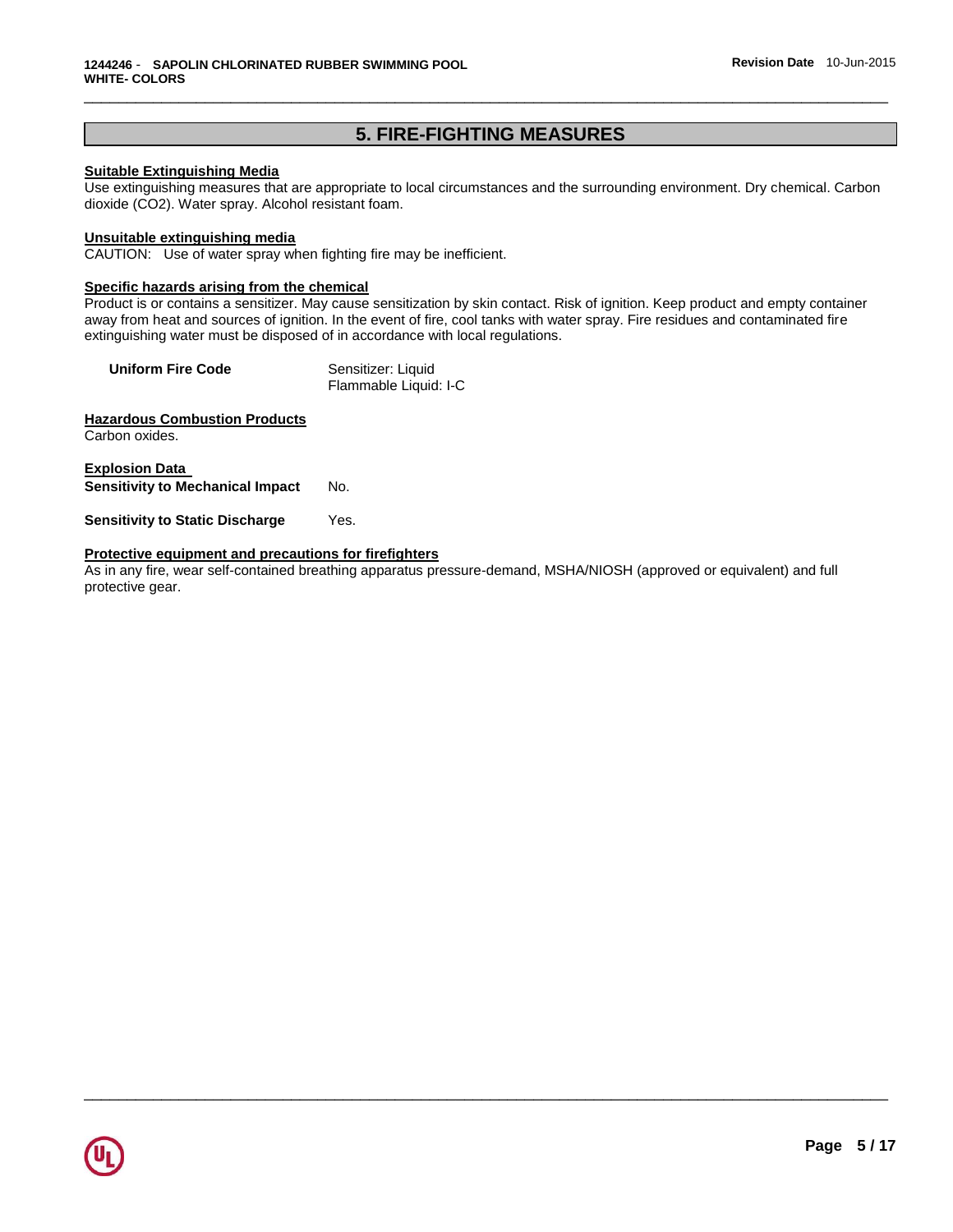## 5. FIRE-FIGHTING MEASURES

**Suitable Extinguishing Media**

Use extinguishing measures that are appropriate to local circumstances and the surrounding environment. Dry chemical. Carbon dioxide ($CO_2$). Water spray. Alcohol resistant foam.

**Unsuitable extinguishing media**

CAUTION: Use of water spray when fighting fire may be inefficient.

**Specific hazards arising from the chemical**

Product is or contains a sensitizer. May cause sensitization by skin contact. Risk of ignition. Keep product and empty container away from heat and sources of ignition. In the event of fire, cool tanks with water spray. Fire residues and contaminated fire extinguishing water must be disposed of in accordance with local regulations.

**Uniform Fire Code** Sensitizer: Liquid
Flammable Liquid: I-C

**Hazardous Combustion Products**

Carbon oxides.

**Explosion Data**

**Sensitivity to Mechanical Impact** No.

**Sensitivity to Static Discharge** Yes.

**Protective equipment and precautions for firefighters**

As in any fire, wear self-contained breathing apparatus pressure-demand, MSHA/NIOSH (approved or equivalent) and full protective gear.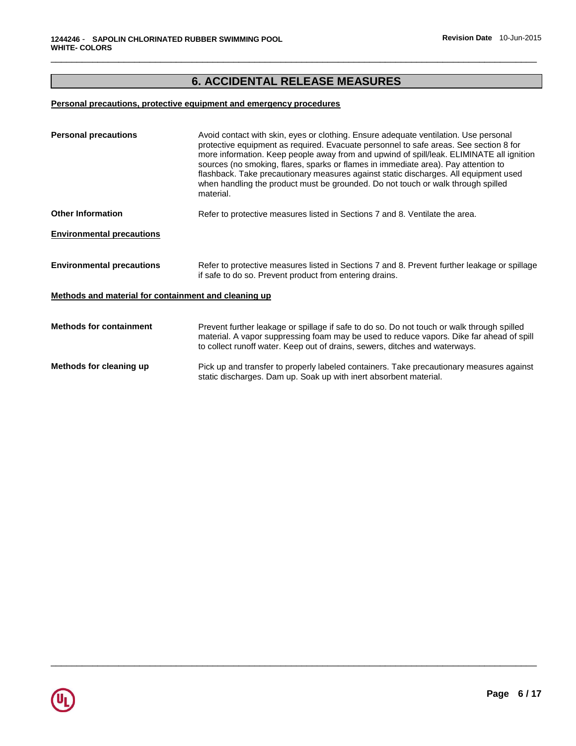## 6. ACCIDENTAL RELEASE MEASURES

### Personal precautions, protective equipment and emergency procedures

**Personal precautions** Avoid contact with skin, eyes or clothing. Ensure adequate ventilation. Use personal protective equipment as required. Evacuate personnel to safe areas. See section 8 for more information. Keep people away from and upwind of spill/leak. ELIMINATE all ignition sources (no smoking, flares, sparks or flames in immediate area). Pay attention to flashback. Take precautionary measures against static discharges. All equipment used when handling the product must be grounded. Do not touch or walk through spilled material.

**Other Information** Refer to protective measures listed in Sections 7 and 8. Ventilate the area.

### Environmental precautions

**Environmental precautions** Refer to protective measures listed in Sections 7 and 8. Prevent further leakage or spillage if safe to do so. Prevent product from entering drains.

### Methods and material for containment and cleaning up

**Methods for containment** Prevent further leakage or spillage if safe to do so. Do not touch or walk through spilled material. A vapor suppressing foam may be used to reduce vapors. Dike far ahead of spill to collect runoff water. Keep out of drains, sewers, ditches and waterways.

**Methods for cleaning up** Pick up and transfer to properly labeled containers. Take precautionary measures against static discharges. Dam up. Soak up with inert absorbent material.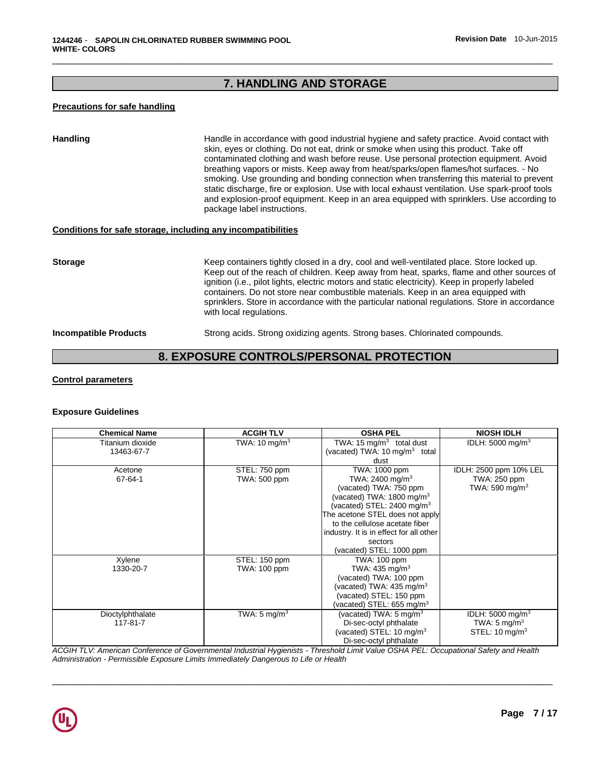## 7. HANDLING AND STORAGE

**Precautions for safe handling**

**Handling** Handle in accordance with good industrial hygiene and safety practice. Avoid contact with skin, eyes or clothing. Do not eat, drink or smoke when using this product. Take off contaminated clothing and wash before reuse. Use personal protection equipment. Avoid breathing vapors or mists. Keep away from heat/sparks/open flames/hot surfaces. - No smoking. Use grounding and bonding connection when transferring this material to prevent static discharge, fire or explosion. Use with local exhaust ventilation. Use spark-proof tools and explosion-proof equipment. Keep in an area equipped with sprinklers. Use according to package label instructions.

**Conditions for safe storage, including any incompatibilities**

**Storage** Keep containers tightly closed in a dry, cool and well-ventilated place. Store locked up. Keep out of the reach of children. Keep away from heat, sparks, flame and other sources of ignition (i.e., pilot lights, electric motors and static electricity). Keep in properly labeled containers. Do not store near combustible materials. Keep in an area equipped with sprinklers. Store in accordance with the particular national regulations. Store in accordance with local regulations.

**Incompatible Products** Strong acids. Strong oxidizing agents. Strong bases. Chlorinated compounds.

## 8. EXPOSURE CONTROLS/PERSONAL PROTECTION

**Control parameters**

**Exposure Guidelines**

| Chemical Name | ACGIH TLV | OSHA PEL | NIOSH IDLH |
|---|---|---|---|
| Titanium dioxide<br>13463-67-7 | TWA: 10 mg/m$^3$ | TWA: 15 mg/m$^3$ total dust<br>(vacated) TWA: 10 mg/m$^3$ total dust | IDLH: 5000 mg/m$^3$ |
| Acetone<br>67-64-1 | STEL: 750 ppm<br>TWA: 500 ppm | TWA: 1000 ppm<br>TWA: 2400 mg/m$^3$<br>(vacated) TWA: 750 ppm<br>(vacated) TWA: 1800 mg/m$^3$<br>(vacated) STEL: 2400 mg/m$^3$<br>The acetone STEL does not apply to the cellulose acetate fiber industry. It is in effect for all other sectors<br>(vacated) STEL: 1000 ppm | IDLH: 2500 ppm 10% LEL<br>TWA: 250 ppm<br>TWA: 590 mg/m$^3$ |
| Xylene<br>1330-20-7 | STEL: 150 ppm<br>TWA: 100 ppm | TWA: 100 ppm<br>TWA: 435 mg/m$^3$<br>(vacated) TWA: 100 ppm<br>(vacated) TWA: 435 mg/m$^3$<br>(vacated) STEL: 150 ppm<br>(vacated) STEL: 655 mg/m$^3$ | |
| Dioctylphthalate<br>117-81-7 | TWA: 5 mg/m$^3$ | (vacated) TWA: 5 mg/m$^3$<br>Di-sec-octyl phthalate<br>(vacated) STEL: 10 mg/m$^3$<br>Di-sec-octyl phthalate | IDLH: 5000 mg/m$^3$<br>TWA: 5 mg/m$^3$<br>STEL: 10 mg/m$^3$ |

*ACGIH TLV: American Conference of Governmental Industrial Hygienists - Threshold Limit Value OSHA PEL: Occupational Safety and Health Administration - Permissible Exposure Limits Immediately Dangerous to Life or Health*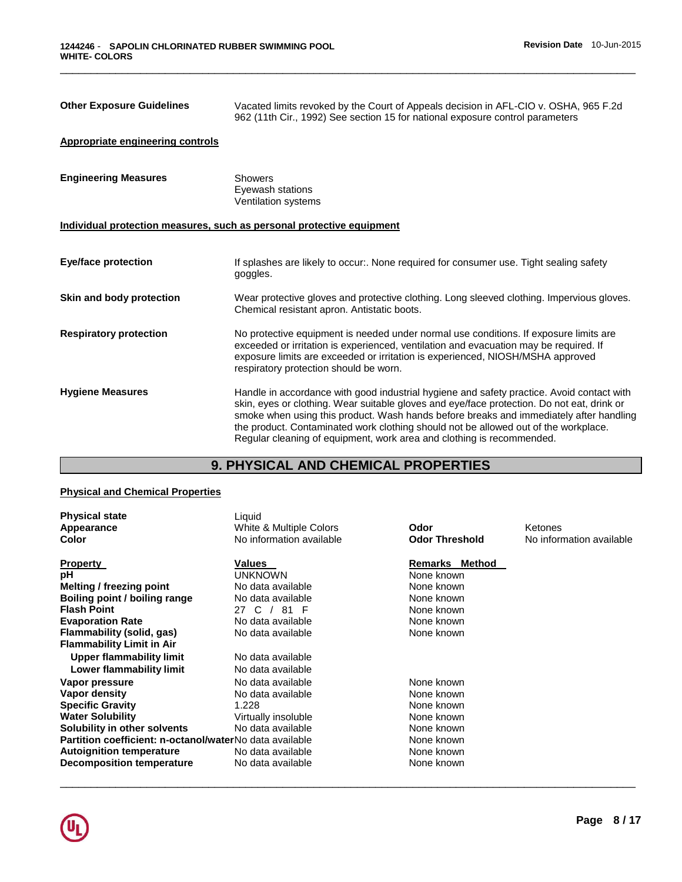**Other Exposure Guidelines** Vacated limits revoked by the Court of Appeals decision in AFL-CIO v. OSHA, 965 F.2d 962 (11th Cir., 1992) See section 15 for national exposure control parameters

**Appropriate engineering controls**

**Engineering Measures**
Showers
Eyewash stations
Ventilation systems

**Individual protection measures, such as personal protective equipment**

**Eye/face protection** If splashes are likely to occur:. None required for consumer use. Tight sealing safety goggles.

**Skin and body protection** Wear protective gloves and protective clothing. Long sleeved clothing. Impervious gloves. Chemical resistant apron. Antistatic boots.

**Respiratory protection** No protective equipment is needed under normal use conditions. If exposure limits are exceeded or irritation is experienced, ventilation and evacuation may be required. If exposure limits are exceeded or irritation is experienced, NIOSH/MSHA approved respiratory protection should be worn.

**Hygiene Measures** Handle in accordance with good industrial hygiene and safety practice. Avoid contact with skin, eyes or clothing. Wear suitable gloves and eye/face protection. Do not eat, drink or smoke when using this product. Wash hands before breaks and immediately after handling the product. Contaminated work clothing should not be allowed out of the workplace. Regular cleaning of equipment, work area and clothing is recommended.

## 9. PHYSICAL AND CHEMICAL PROPERTIES

**Physical and Chemical Properties**

| | | | |
|---|---|---|---|
| **Physical state** | Liquid | | |
| **Appearance** | White & Multiple Colors | **Odor** | Ketones |
| **Color** | No information available | **Odor Threshold** | No information available |

| Property | Values | Remarks Method |
|---|---|---|
| **pH** | UNKNOWN | None known |
| **Melting / freezing point** | No data available | None known |
| **Boiling point / boiling range** | No data available | None known |
| **Flash Point** | 27 C / 81 F | None known |
| **Evaporation Rate** | No data available | None known |
| **Flammability (solid, gas)** | No data available | None known |
| **Flammability Limit in Air** | | |
| **Upper flammability limit** | No data available | |
| **Lower flammability limit** | No data available | |
| **Vapor pressure** | No data available | None known |
| **Vapor density** | No data available | None known |
| **Specific Gravity** | 1.228 | None known |
| **Water Solubility** | Virtually insoluble | None known |
| **Solubility in other solvents** | No data available | None known |
| **Partition coefficient: n-octanol/water** | No data available | None known |
| **Autoignition temperature** | No data available | None known |
| **Decomposition temperature** | No data available | None known |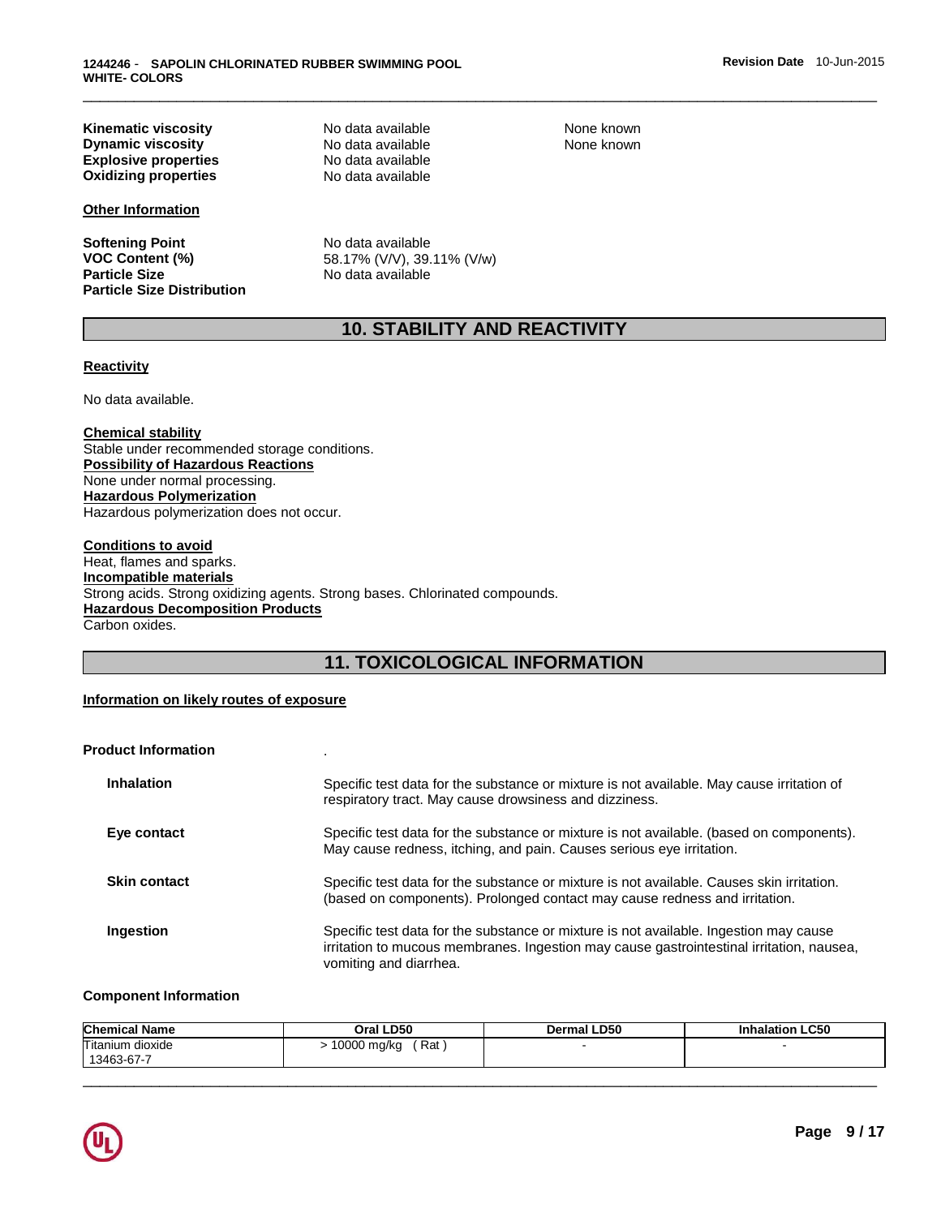| | | |
|---|---|---|
| **Kinematic viscosity** | No data available | None known |
| **Dynamic viscosity** | No data available | None known |
| **Explosive properties** | No data available | |
| **Oxidizing properties** | No data available | |

**Other Information**

| | |
|---|---|
| **Softening Point** | No data available |
| **VOC Content (%)** | 58.17% (V/V), 39.11% (V/w) |
| **Particle Size** | No data available |
| **Particle Size Distribution** | |

## 10. STABILITY AND REACTIVITY

**Reactivity**

No data available.

**Chemical stability**
Stable under recommended storage conditions.
**Possibility of Hazardous Reactions**
None under normal processing.
**Hazardous Polymerization**
Hazardous polymerization does not occur.

**Conditions to avoid**
Heat, flames and sparks.
**Incompatible materials**
Strong acids. Strong oxidizing agents. Strong bases. Chlorinated compounds.
**Hazardous Decomposition Products**
Carbon oxides.

## 11. TOXICOLOGICAL INFORMATION

**Information on likely routes of exposure**

**Product Information** .

| | |
|---|---|
| **Inhalation** | Specific test data for the substance or mixture is not available. May cause irritation of respiratory tract. May cause drowsiness and dizziness. |
| **Eye contact** | Specific test data for the substance or mixture is not available. (based on components). May cause redness, itching, and pain. Causes serious eye irritation. |
| **Skin contact** | Specific test data for the substance or mixture is not available. Causes skin irritation. (based on components). Prolonged contact may cause redness and irritation. |
| **Ingestion** | Specific test data for the substance or mixture is not available. Ingestion may cause irritation to mucous membranes. Ingestion may cause gastrointestinal irritation, nausea, vomiting and diarrhea. |

**Component Information**

| Chemical Name | Oral LD50 | Dermal LD50 | Inhalation LC50 |
|---|---|---|---|
| Titanium dioxide 13463-67-7 | > 10000 mg/kg ( Rat ) | - | - |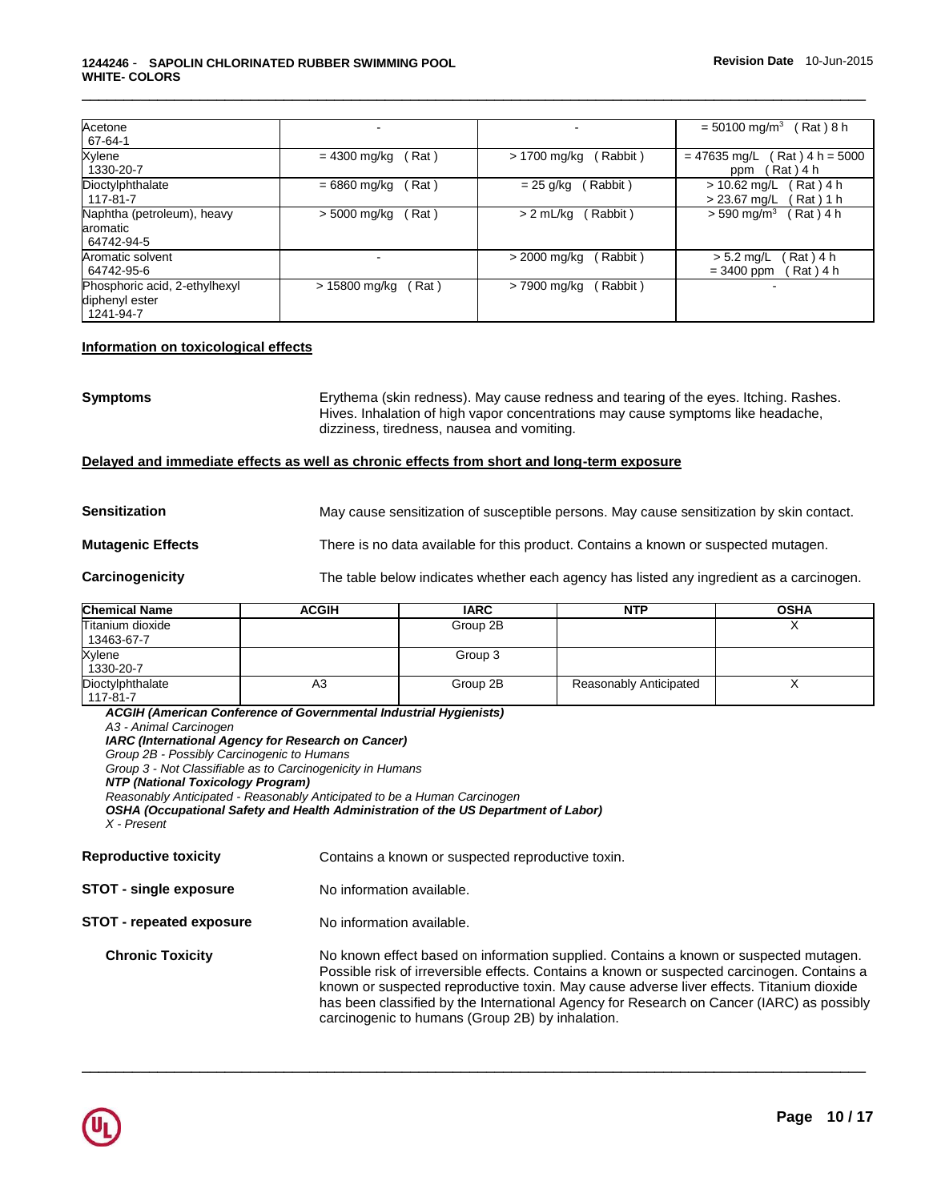| | | | |
|---|---|---|---|
| Acetone<br>67-64-1 | - | - | = 50100 mg/m$^3$ ( Rat ) 8 h |
| Xylene<br>1330-20-7 | = 4300 mg/kg ( Rat ) | > 1700 mg/kg ( Rabbit ) | = 47635 mg/L ( Rat ) 4 h = 5000 ppm ( Rat ) 4 h |
| Dioctylphthalate<br>117-81-7 | = 6860 mg/kg ( Rat ) | = 25 g/kg ( Rabbit ) | > 10.62 mg/L ( Rat ) 4 h<br>> 23.67 mg/L ( Rat ) 1 h |
| Naphtha (petroleum), heavy aromatic<br>64742-94-5 | > 5000 mg/kg ( Rat ) | > 2 mL/kg ( Rabbit ) | > 590 mg/m$^3$ ( Rat ) 4 h |
| Aromatic solvent<br>64742-95-6 | - | > 2000 mg/kg ( Rabbit ) | > 5.2 mg/L ( Rat ) 4 h<br>= 3400 ppm ( Rat ) 4 h |
| Phosphoric acid, 2-ethylhexyl diphenyl ester<br>1241-94-7 | > 15800 mg/kg ( Rat ) | > 7900 mg/kg ( Rabbit ) | - |

**Information on toxicological effects**

**Symptoms** Erythema (skin redness). May cause redness and tearing of the eyes. Itching. Rashes. Hives. Inhalation of high vapor concentrations may cause symptoms like headache, dizziness, tiredness, nausea and vomiting.

**Delayed and immediate effects as well as chronic effects from short and long-term exposure**

**Sensitization** May cause sensitization of susceptible persons. May cause sensitization by skin contact.

**Mutagenic Effects** There is no data available for this product. Contains a known or suspected mutagen.

**Carcinogenicity** The table below indicates whether each agency has listed any ingredient as a carcinogen.

| Chemical Name | ACGIH | IARC | NTP | OSHA |
|---|---|---|---|---|
| Titanium dioxide<br>13463-67-7 | | Group 2B | | X |
| Xylene<br>1330-20-7 | | Group 3 | | |
| Dioctylphthalate<br>117-81-7 | A3 | Group 2B | Reasonably Anticipated | X |

***ACGIH (American Conference of Governmental Industrial Hygienists)***
*A3 - Animal Carcinogen*
***IARC (International Agency for Research on Cancer)***
*Group 2B - Possibly Carcinogenic to Humans*
*Group 3 - Not Classifiable as to Carcinogenicity in Humans*
***NTP (National Toxicology Program)***
*Reasonably Anticipated - Reasonably Anticipated to be a Human Carcinogen*
***OSHA (Occupational Safety and Health Administration of the US Department of Labor)***
*X - Present*

**Reproductive toxicity** Contains a known or suspected reproductive toxin.

**STOT - single exposure** No information available.

**STOT - repeated exposure** No information available.

**Chronic Toxicity** No known effect based on information supplied. Contains a known or suspected mutagen. Possible risk of irreversible effects. Contains a known or suspected carcinogen. Contains a known or suspected reproductive toxin. May cause adverse liver effects. Titanium dioxide has been classified by the International Agency for Research on Cancer (IARC) as possibly carcinogenic to humans (Group 2B) by inhalation.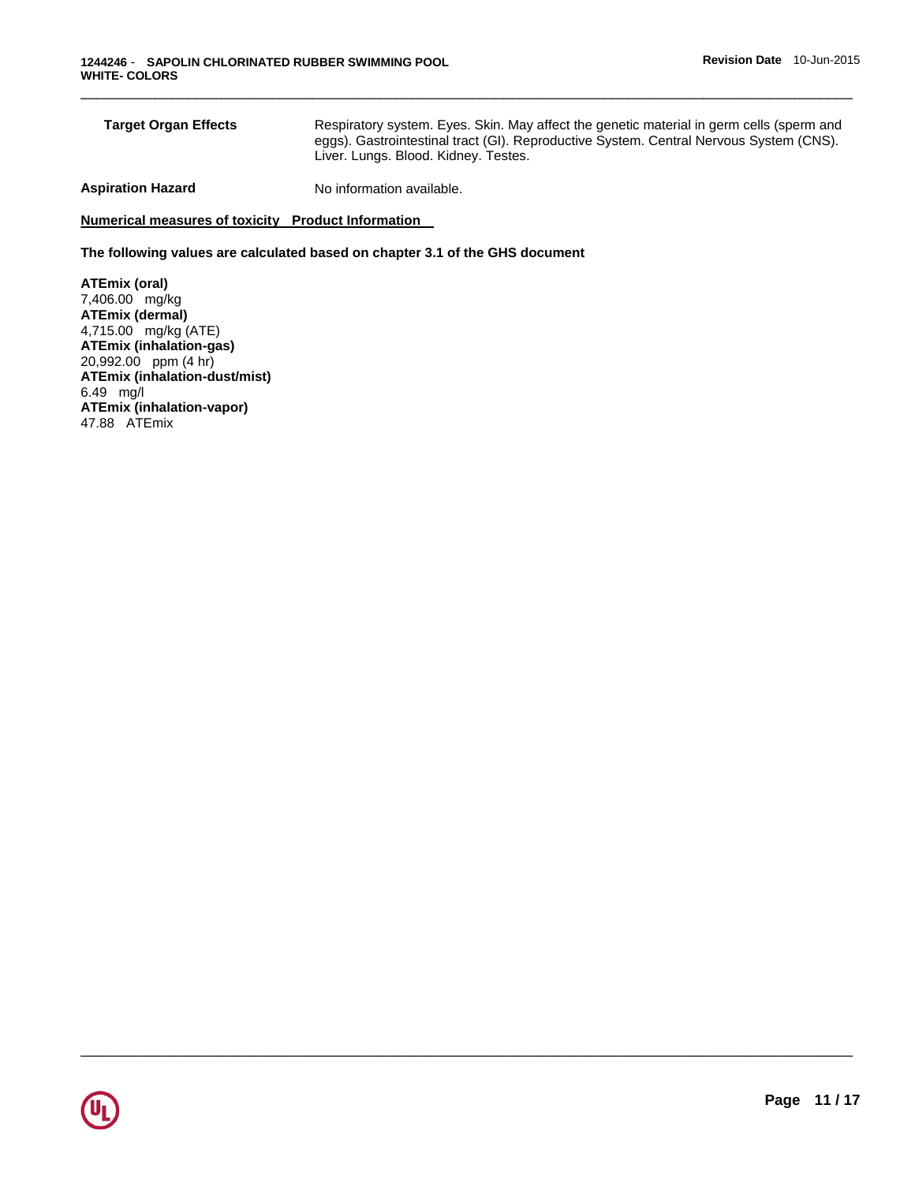**Target Organ Effects** Respiratory system. Eyes. Skin. May affect the genetic material in germ cells (sperm and eggs). Gastrointestinal tract (GI). Reproductive System. Central Nervous System (CNS). Liver. Lungs. Blood. Kidney. Testes.

**Aspiration Hazard** No information available.

**Numerical measures of toxicity Product Information**

**The following values are calculated based on chapter 3.1 of the GHS document**

**ATEmix (oral)**
7,406.00 mg/kg
**ATEmix (dermal)**
4,715.00 mg/kg (ATE)
**ATEmix (inhalation-gas)**
20,992.00 ppm (4 hr)
**ATEmix (inhalation-dust/mist)**
6.49 mg/l
**ATEmix (inhalation-vapor)**
47.88 ATEmix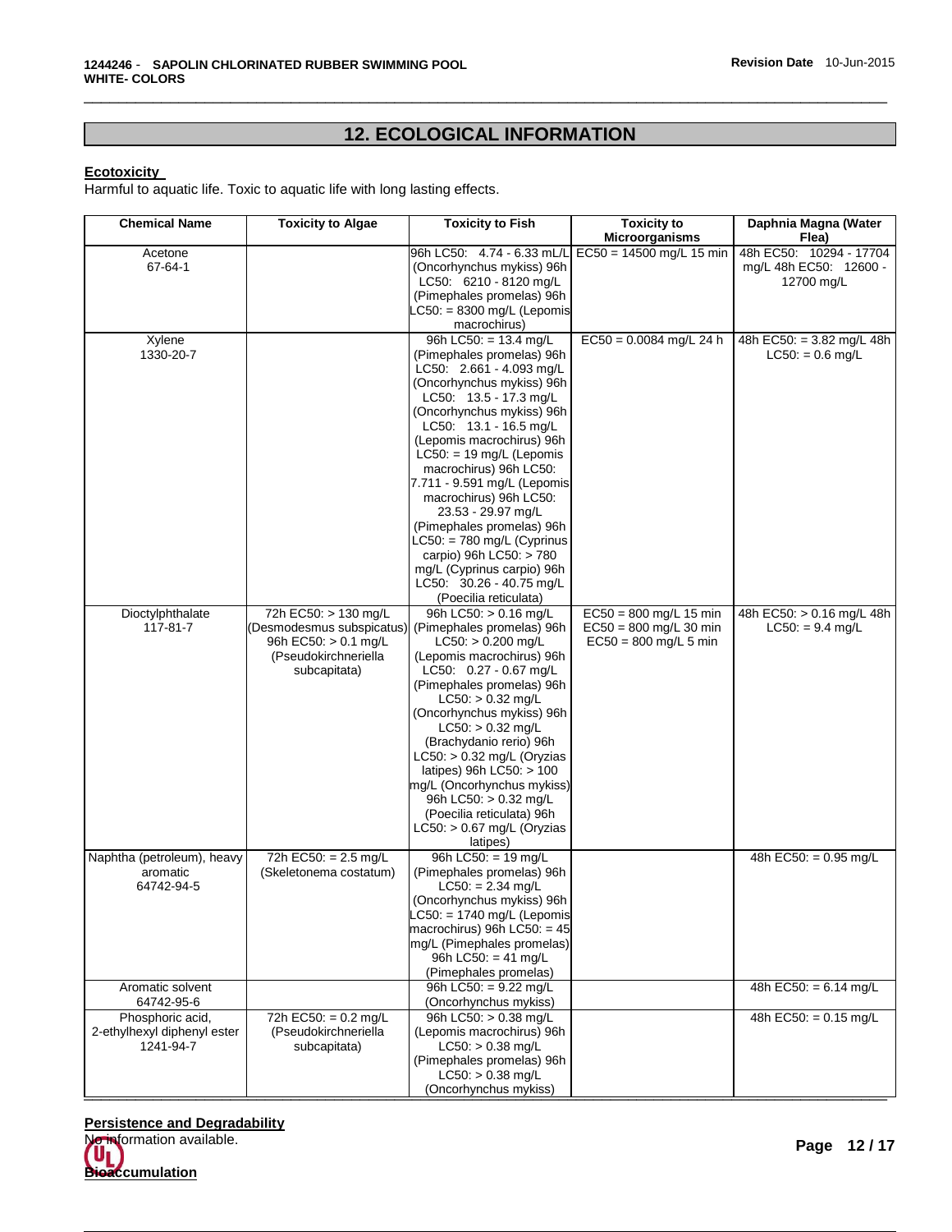## 12. ECOLOGICAL INFORMATION

**Ecotoxicity**

Harmful to aquatic life. Toxic to aquatic life with long lasting effects.

| Chemical Name | Toxicity to Algae | Toxicity to Fish | Toxicity to Microorganisms | Daphnia Magna (Water Flea) |
|---|---|---|---|---|
| Acetone 67-64-1 | | 96h LC50: 4.74 - 6.33 mL/L (Oncorhynchus mykiss) 96h LC50: 6210 - 8120 mg/L (Pimephales promelas) 96h LC50: = 8300 mg/L (Lepomis macrochirus) | EC50 = 14500 mg/L 15 min | 48h EC50: 10294 - 17704 mg/L 48h EC50: 12600 - 12700 mg/L |
| Xylene 1330-20-7 | | 96h LC50: = 13.4 mg/L (Pimephales promelas) 96h LC50: 2.661 - 4.093 mg/L (Oncorhynchus mykiss) 96h LC50: 13.5 - 17.3 mg/L (Oncorhynchus mykiss) 96h LC50: 13.1 - 16.5 mg/L (Lepomis macrochirus) 96h LC50: = 19 mg/L (Lepomis macrochirus) 96h LC50: 7.711 - 9.591 mg/L (Lepomis macrochirus) 96h LC50: 23.53 - 29.97 mg/L (Pimephales promelas) 96h LC50: = 780 mg/L (Cyprinus carpio) 96h LC50: > 780 mg/L (Cyprinus carpio) 96h LC50: 30.26 - 40.75 mg/L (Poecilia reticulata) | EC50 = 0.0084 mg/L 24 h | 48h EC50: = 3.82 mg/L 48h LC50: = 0.6 mg/L |
| Dioctylphthalate 117-81-7 | 72h EC50: > 130 mg/L (Desmodesmus subspicatus) 96h EC50: > 0.1 mg/L (Pseudokirchneriella subcapitata) | 96h LC50: > 0.16 mg/L (Pimephales promelas) 96h LC50: > 0.200 mg/L (Lepomis macrochirus) 96h LC50: 0.27 - 0.67 mg/L (Pimephales promelas) 96h LC50: > 0.32 mg/L (Oncorhynchus mykiss) 96h LC50: > 0.32 mg/L (Brachydanio rerio) 96h LC50: > 0.32 mg/L (Oryzias latipes) 96h LC50: > 100 mg/L (Oncorhynchus mykiss) 96h LC50: > 0.32 mg/L (Poecilia reticulata) 96h LC50: > 0.67 mg/L (Oryzias latipes) | EC50 = 800 mg/L 15 min EC50 = 800 mg/L 30 min EC50 = 800 mg/L 5 min | 48h EC50: > 0.16 mg/L 48h LC50: = 9.4 mg/L |
| Naphtha (petroleum), heavy aromatic 64742-94-5 | 72h EC50: = 2.5 mg/L (Skeletonema costatum) | 96h LC50: = 19 mg/L (Pimephales promelas) 96h LC50: = 2.34 mg/L (Oncorhynchus mykiss) 96h LC50: = 1740 mg/L (Lepomis macrochirus) 96h LC50: = 45 mg/L (Pimephales promelas) 96h LC50: = 41 mg/L (Pimephales promelas) | | 48h EC50: = 0.95 mg/L |
| Aromatic solvent 64742-95-6 | | 96h LC50: = 9.22 mg/L (Oncorhynchus mykiss) | | 48h EC50: = 6.14 mg/L |
| Phosphoric acid, 2-ethylhexyl diphenyl ester 1241-94-7 | 72h EC50: = 0.2 mg/L (Pseudokirchneriella subcapitata) | 96h LC50: > 0.38 mg/L (Lepomis macrochirus) 96h LC50: > 0.38 mg/L (Pimephales promelas) 96h LC50: > 0.38 mg/L (Oncorhynchus mykiss) | | 48h EC50: = 0.15 mg/L |

**Persistence and Degradability**

No information available.

**Bioaccumulation**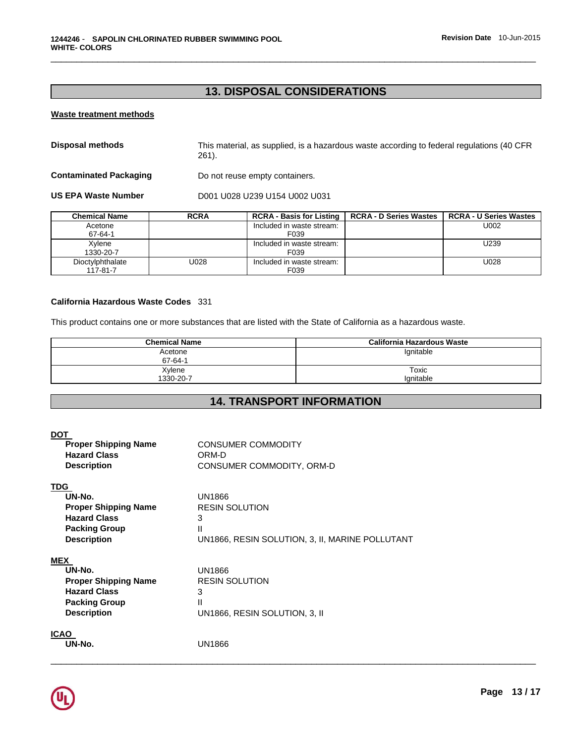## 13. DISPOSAL CONSIDERATIONS

**Waste treatment methods**

**Disposal methods** This material, as supplied, is a hazardous waste according to federal regulations (40 CFR 261).

**Contaminated Packaging** Do not reuse empty containers.

**US EPA Waste Number** D001 U028 U239 U154 U002 U031

| Chemical Name | RCRA | RCRA - Basis for Listing | RCRA - D Series Wastes | RCRA - U Series Wastes |
|---|---|---|---|---|
| Acetone<br>67-64-1 | | Included in waste stream: F039 | | U002 |
| Xylene<br>1330-20-7 | | Included in waste stream: F039 | | U239 |
| Dioctylphthalate<br>117-81-7 | U028 | Included in waste stream: F039 | | U028 |

**California Hazardous Waste Codes** 331

This product contains one or more substances that are listed with the State of California as a hazardous waste.

| Chemical Name | California Hazardous Waste |
|---|---|
| Acetone<br>67-64-1 | Ignitable |
| Xylene<br>1330-20-7 | Toxic<br>Ignitable |

## 14. TRANSPORT INFORMATION

**DOT**

**Proper Shipping Name** CONSUMER COMMODITY
**Hazard Class** ORM-D
**Description** CONSUMER COMMODITY, ORM-D

**TDG**

**UN-No.** UN1866
**Proper Shipping Name** RESIN SOLUTION
**Hazard Class** 3
**Packing Group** II
**Description** UN1866, RESIN SOLUTION, 3, II, MARINE POLLUTANT

**MEX**

**UN-No.** UN1866
**Proper Shipping Name** RESIN SOLUTION
**Hazard Class** 3
**Packing Group** II
**Description** UN1866, RESIN SOLUTION, 3, II

**ICAO**

**UN-No.** UN1866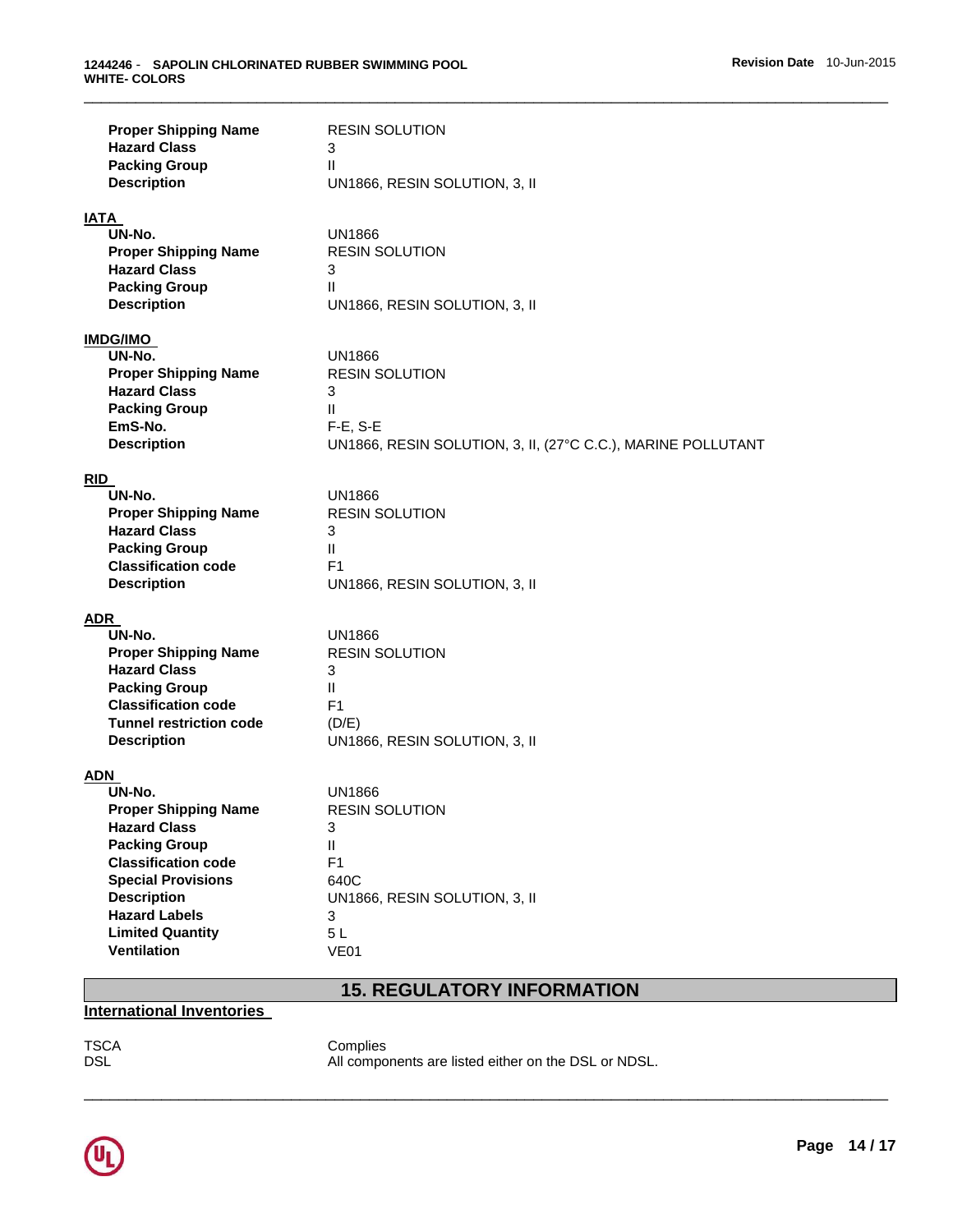| | |
|---|---|
| **Proper Shipping Name** | RESIN SOLUTION |
| **Hazard Class** | 3 |
| **Packing Group** | II |
| **Description** | UN1866, RESIN SOLUTION, 3, II |

**IATA**

| | |
|---|---|
| **UN-No.** | UN1866 |
| **Proper Shipping Name** | RESIN SOLUTION |
| **Hazard Class** | 3 |
| **Packing Group** | II |
| **Description** | UN1866, RESIN SOLUTION, 3, II |

**IMDG/IMO**

| | |
|---|---|
| **UN-No.** | UN1866 |
| **Proper Shipping Name** | RESIN SOLUTION |
| **Hazard Class** | 3 |
| **Packing Group** | II |
| **EmS-No.** | F-E, S-E |
| **Description** | UN1866, RESIN SOLUTION, 3, II, (27°C C.C.), MARINE POLLUTANT |

**RID**

| | |
|---|---|
| **UN-No.** | UN1866 |
| **Proper Shipping Name** | RESIN SOLUTION |
| **Hazard Class** | 3 |
| **Packing Group** | II |
| **Classification code** | F1 |
| **Description** | UN1866, RESIN SOLUTION, 3, II |

**ADR**

| | |
|---|---|
| **UN-No.** | UN1866 |
| **Proper Shipping Name** | RESIN SOLUTION |
| **Hazard Class** | 3 |
| **Packing Group** | II |
| **Classification code** | F1 |
| **Tunnel restriction code** | (D/E) |
| **Description** | UN1866, RESIN SOLUTION, 3, II |

**ADN**

| | |
|---|---|
| **UN-No.** | UN1866 |
| **Proper Shipping Name** | RESIN SOLUTION |
| **Hazard Class** | 3 |
| **Packing Group** | II |
| **Classification code** | F1 |
| **Special Provisions** | 640C |
| **Description** | UN1866, RESIN SOLUTION, 3, II |
| **Hazard Labels** | 3 |
| **Limited Quantity** | 5 L |
| **Ventilation** | VE01 |

## 15. REGULATORY INFORMATION

**International Inventories**

| | |
|---|---|
| TSCA | Complies |
| DSL | All components are listed either on the DSL or NDSL. |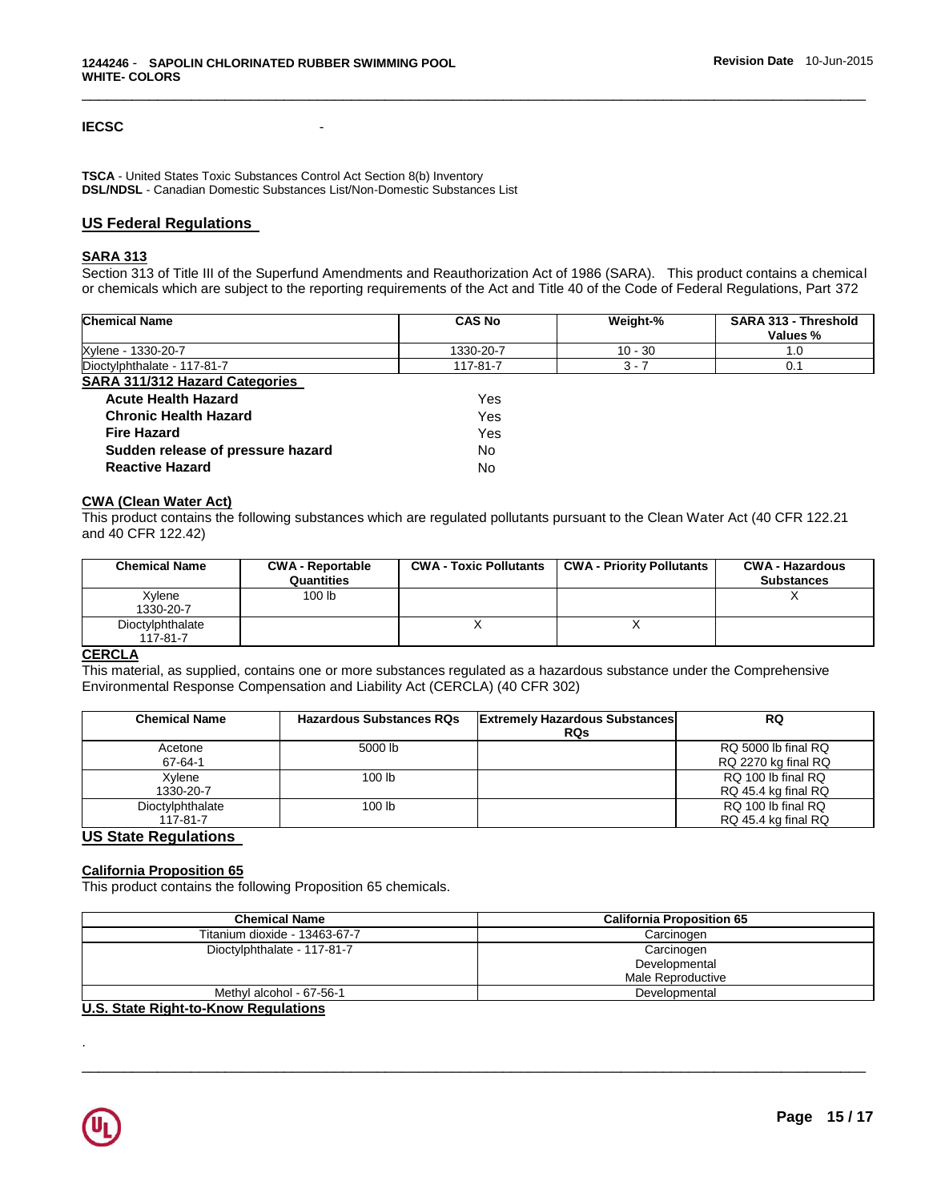**IECSC** -

**TSCA** - United States Toxic Substances Control Act Section 8(b) Inventory
**DSL/NDSL** - Canadian Domestic Substances List/Non-Domestic Substances List

## US Federal Regulations

### SARA 313

Section 313 of Title III of the Superfund Amendments and Reauthorization Act of 1986 (SARA). This product contains a chemical or chemicals which are subject to the reporting requirements of the Act and Title 40 of the Code of Federal Regulations, Part 372

| Chemical Name | CAS No | Weight-% | SARA 313 - Threshold Values % |
|---|---|---|---|
| Xylene - 1330-20-7 | 1330-20-7 | 10 - 30 | 1.0 |
| Dioctylphthalate - 117-81-7 | 117-81-7 | 3 - 7 | 0.1 |

### SARA 311/312 Hazard Categories

| | |
|---|---|
| **Acute Health Hazard** | Yes |
| **Chronic Health Hazard** | Yes |
| **Fire Hazard** | Yes |
| **Sudden release of pressure hazard** | No |
| **Reactive Hazard** | No |

### CWA (Clean Water Act)

This product contains the following substances which are regulated pollutants pursuant to the Clean Water Act (40 CFR 122.21 and 40 CFR 122.42)

| Chemical Name | CWA - Reportable Quantities | CWA - Toxic Pollutants | CWA - Priority Pollutants | CWA - Hazardous Substances |
|---|---|---|---|---|
| Xylene 1330-20-7 | 100 lb | | | X |
| Dioctylphthalate 117-81-7 | | X | X | |

### CERCLA

This material, as supplied, contains one or more substances regulated as a hazardous substance under the Comprehensive Environmental Response Compensation and Liability Act (CERCLA) (40 CFR 302)

| Chemical Name | Hazardous Substances RQs | Extremely Hazardous Substances RQs | RQ |
|---|---|---|---|
| Acetone 67-64-1 | 5000 lb | | RQ 5000 lb final RQ RQ 2270 kg final RQ |
| Xylene 1330-20-7 | 100 lb | | RQ 100 lb final RQ RQ 45.4 kg final RQ |
| Dioctylphthalate 117-81-7 | 100 lb | | RQ 100 lb final RQ RQ 45.4 kg final RQ |

## US State Regulations

### California Proposition 65

This product contains the following Proposition 65 chemicals.

| Chemical Name | California Proposition 65 |
|---|---|
| Titanium dioxide - 13463-67-7 | Carcinogen |
| Dioctylphthalate - 117-81-7 | Carcinogen Developmental Male Reproductive |
| Methyl alcohol - 67-56-1 | Developmental |

### U.S. State Right-to-Know Regulations

.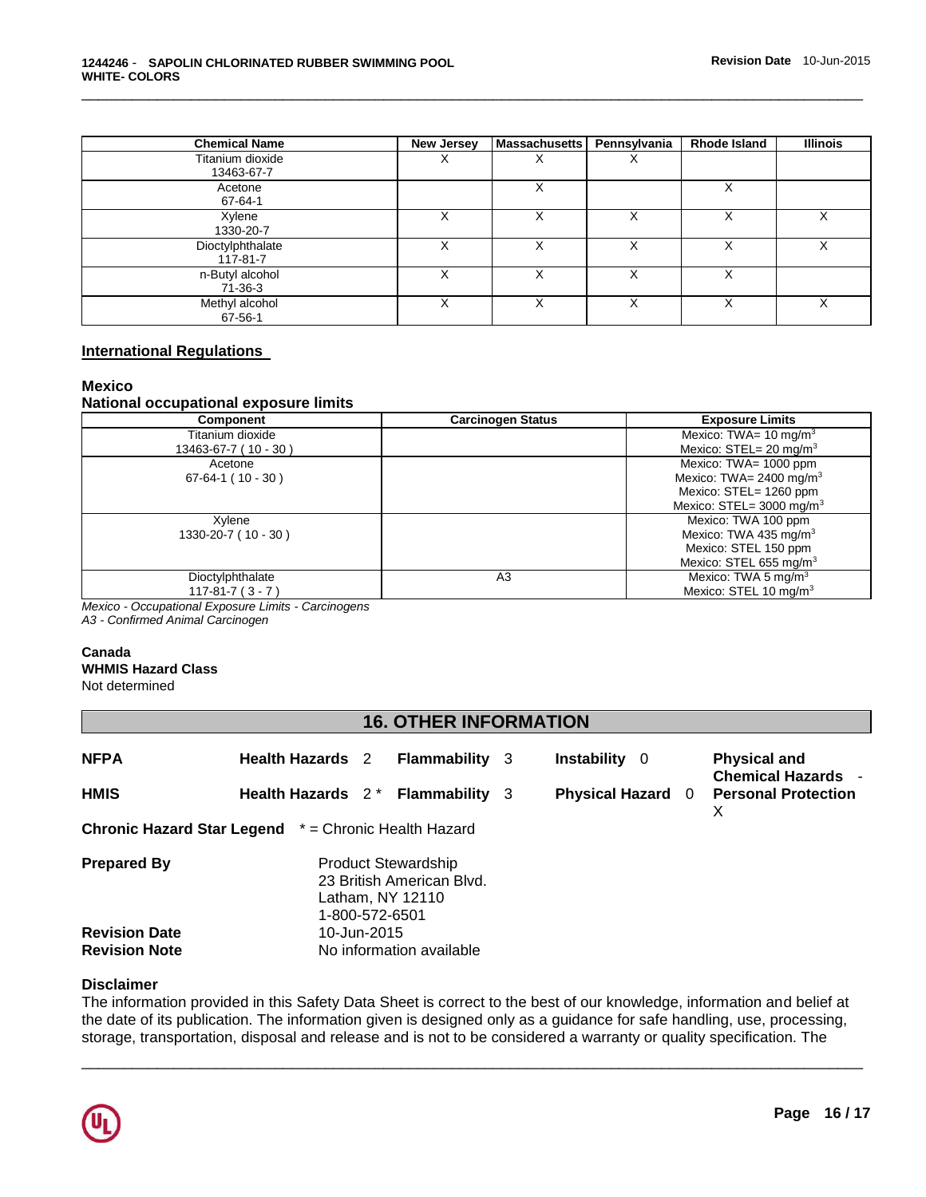| Chemical Name | New Jersey | Massachusetts | Pennsylvania | Rhode Island | Illinois |
|---|---|---|---|---|---|
| Titanium dioxide 13463-67-7 | X | X | X | | |
| Acetone 67-64-1 | | X | | X | |
| Xylene 1330-20-7 | X | X | X | X | X |
| Dioctylphthalate 117-81-7 | X | X | X | X | X |
| n-Butyl alcohol 71-36-3 | X | X | X | X | |
| Methyl alcohol 67-56-1 | X | X | X | X | X |

## International Regulations

### Mexico

**National occupational exposure limits**

| Component | Carcinogen Status | Exposure Limits |
|---|---|---|
| Titanium dioxide 13463-67-7 ( 10 - 30 ) | | Mexico: TWA= 10 $mg/m^3$ Mexico: STEL= 20 $mg/m^3$ |
| Acetone 67-64-1 ( 10 - 30 ) | | Mexico: TWA= 1000 ppm Mexico: TWA= 2400 $mg/m^3$ Mexico: STEL= 1260 ppm Mexico: STEL= 3000 $mg/m^3$ |
| Xylene 1330-20-7 ( 10 - 30 ) | | Mexico: TWA 100 ppm Mexico: TWA 435 $mg/m^3$ Mexico: STEL 150 ppm Mexico: STEL 655 $mg/m^3$ |
| Dioctylphthalate 117-81-7 ( 3 - 7 ) | A3 | Mexico: TWA 5 $mg/m^3$ Mexico: STEL 10 $mg/m^3$ |

*Mexico - Occupational Exposure Limits - Carcinogens*
*A3 - Confirmed Animal Carcinogen*

### Canada

**WHMIS Hazard Class**
Not determined

## 16. OTHER INFORMATION

| | | | | |
|---|---|---|---|---|
| **NFPA** | **Health Hazards** 2 | **Flammability** 3 | **Instability** 0 | **Physical and Chemical Hazards** - |
| **HMIS** | **Health Hazards** 2 * | **Flammability** 3 | **Physical Hazard** 0 | **Personal Protection** X |

**Chronic Hazard Star Legend** * = Chronic Health Hazard

**Prepared By** Product Stewardship
23 British American Blvd.
Latham, NY 12110
1-800-572-6501

**Revision Date** 10-Jun-2015

**Revision Note** No information available

### Disclaimer

The information provided in this Safety Data Sheet is correct to the best of our knowledge, information and belief at the date of its publication. The information given is designed only as a guidance for safe handling, use, processing, storage, transportation, disposal and release and is not to be considered a warranty or quality specification. The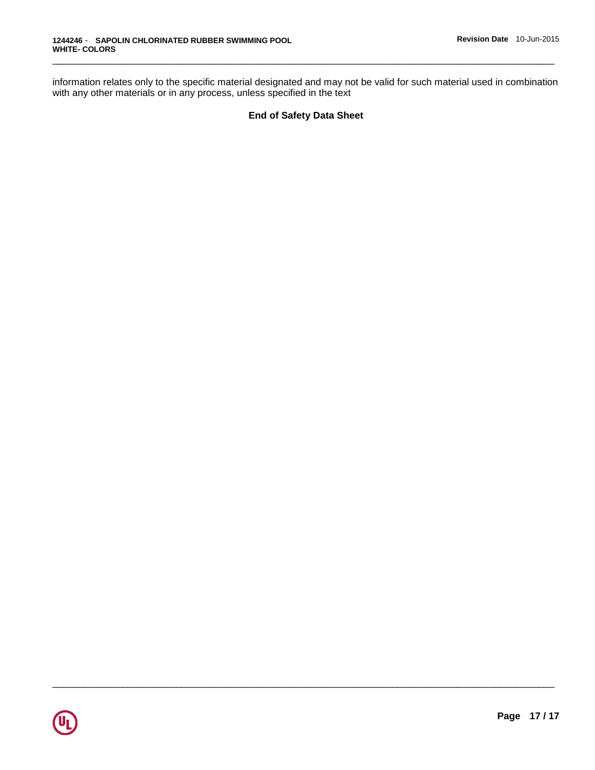information relates only to the specific material designated and may not be valid for such material used in combination with any other materials or in any process, unless specified in the text

**End of Safety Data Sheet**